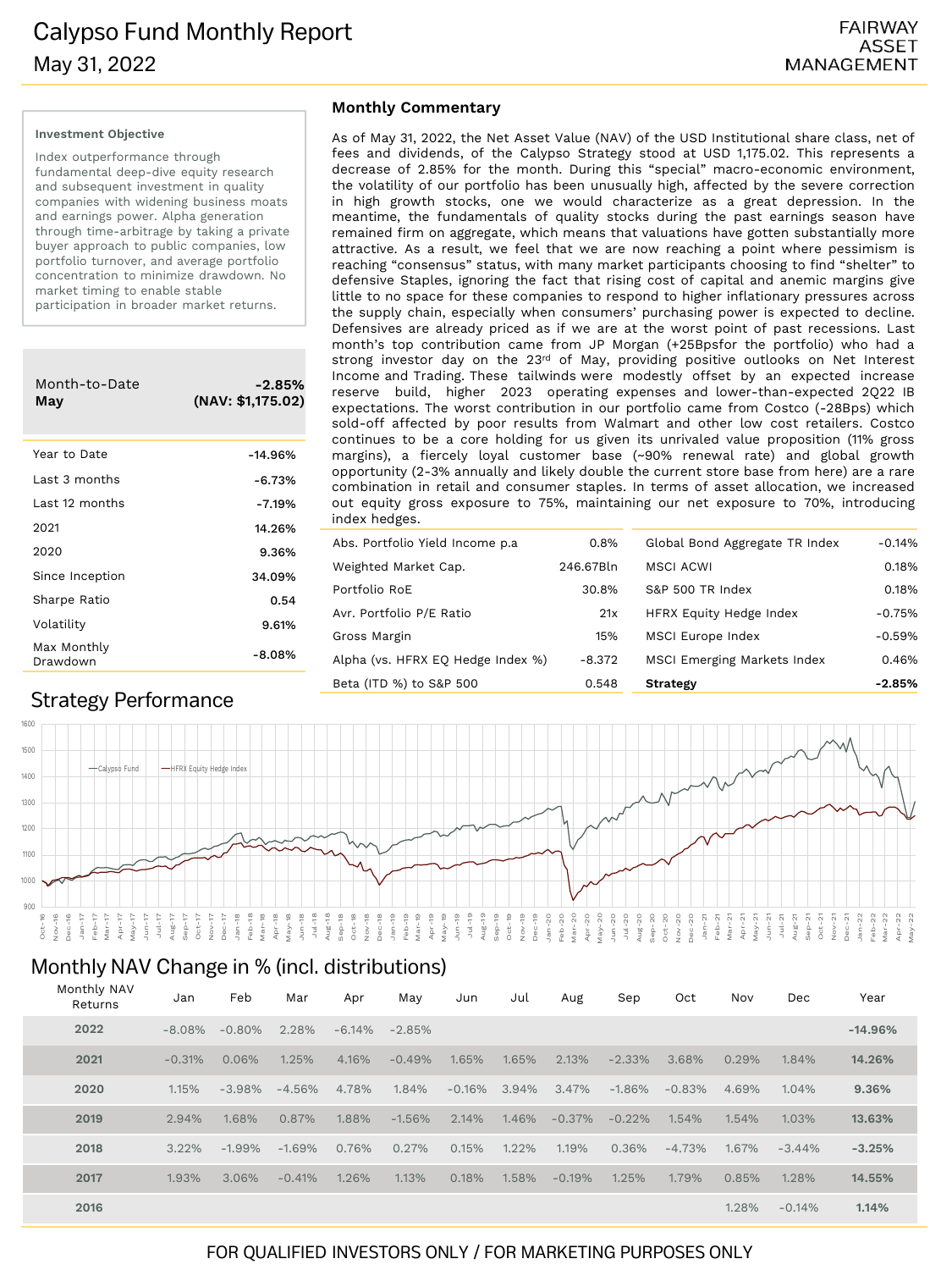# Calypso Fund Monthly Report

May 31, 2022

FAIRWAY ASSET MANAGEMENT

**Investment Objective**

Index outperformance through fundamental deep-dive equity research and subsequent investment in quality companies with widening business moats and earnings power. Alpha generation through time-arbitrage by taking a private buyer approach to public companies, low portfolio turnover, and average portfolio concentration to minimize drawdown. No market timing to enable stable participation in broader market returns.

| Month-to-Date **May** | **-2.85% (NAV: $1,175.02)** |
|---|---|
| Year to Date | -14.96% |
| Last 3 months | -6.73% |
| Last 12 months | -7.19% |
| 2021 | 14.26% |
| 2020 | 9.36% |
| Since Inception | 34.09% |
| Sharpe Ratio | 0.54 |
| Volatility | 9.61% |
| Max Monthly Drawdown | -8.08% |

## Monthly Commentary

As of May 31, 2022, the Net Asset Value (NAV) of the USD Institutional share class, net of fees and dividends, of the Calypso Strategy stood at USD 1,175.02. This represents a decrease of 2.85% for the month. During this "special" macro-economic environment, the volatility of our portfolio has been unusually high, affected by the severe correction in high growth stocks, one we would characterize as a great depression. In the meantime, the fundamentals of quality stocks during the past earnings season have remained firm on aggregate, which means that valuations have gotten substantially more attractive. As a result, we feel that we are now reaching a point where pessimism is reaching "consensus" status, with many market participants choosing to find "shelter" to defensive Staples, ignoring the fact that rising cost of capital and anemic margins give little to no space for these companies to respond to higher inflationary pressures across the supply chain, especially when consumers' purchasing power is expected to decline. Defensives are already priced as if we are at the worst point of past recessions. Last month's top contribution came from JP Morgan (+25Bpsfor the portfolio) who had a strong investor day on the 23rd of May, providing positive outlooks on Net Interest Income and Trading. These tailwinds were modestly offset by an expected increase reserve build, higher 2023 operating expenses and lower-than-expected 2Q22 IB expectations. The worst contribution in our portfolio came from Costco (-28Bps) which sold-off affected by poor results from Walmart and other low cost retailers. Costco continues to be a core holding for us given its unrivaled value proposition (11% gross margins), a fiercely loyal customer base (~90% renewal rate) and global growth opportunity (2-3% annually and likely double the current store base from here) are a rare combination in retail and consumer staples. In terms of asset allocation, we increased out equity gross exposure to 75%, maintaining our net exposure to 70%, introducing index hedges.

| | |
|---|---|
| Abs. Portfolio Yield Income p.a | 0.8% |
| Weighted Market Cap. | 246.67Bln |
| Portfolio RoE | 30.8% |
| Avr. Portfolio P/E Ratio | 21x |
| Gross Margin | 15% |
| Alpha (vs. HFRX EQ Hedge Index %) | -8.372 |
| Beta (ITD %) to S&P 500 | 0.548 |

| | |
|---|---|
| Global Bond Aggregate TR Index | -0.14% |
| MSCI ACWI | 0.18% |
| S&P 500 TR Index | 0.18% |
| HFRX Equity Hedge Index | -0.75% |
| MSCI Europe Index | -0.59% |
| MSCI Emerging Markets Index | 0.46% |
| **Strategy** | **-2.85%** |

## Strategy Performance

## Monthly NAV Change in % (incl. distributions)

| Monthly NAV Returns | Jan | Feb | Mar | Apr | May | Jun | Jul | Aug | Sep | Oct | Nov | Dec | Year |
|---|---|---|---|---|---|---|---|---|---|---|---|---|---|
| **2022** | -8.08% | -0.80% | 2.28% | -6.14% | -2.85% | | | | | | | | **-14.96%** |
| **2021** | -0.31% | 0.06% | 1.25% | 4.16% | -0.49% | 1.65% | 1.65% | 2.13% | -2.33% | 3.68% | 0.29% | 1.84% | **14.26%** |
| **2020** | 1.15% | -3.98% | -4.56% | 4.78% | 1.84% | -0.16% | 3.94% | 3.47% | -1.86% | -0.83% | 4.69% | 1.04% | **9.36%** |
| **2019** | 2.94% | 1.68% | 0.87% | 1.88% | -1.56% | 2.14% | 1.46% | -0.37% | -0.22% | 1.54% | 1.54% | 1.03% | **13.63%** |
| **2018** | 3.22% | -1.99% | -1.69% | 0.76% | 0.27% | 0.15% | 1.22% | 1.19% | 0.36% | -4.73% | 1.67% | -3.44% | **-3.25%** |
| **2017** | 1.93% | 3.06% | -0.41% | 1.26% | 1.13% | 0.18% | 1.58% | -0.19% | 1.25% | 1.79% | 0.85% | 1.28% | **14.55%** |
| **2016** | | | | | | | | | | | 1.28% | -0.14% | **1.14%** |

FOR QUALIFIED INVESTORS ONLY / FOR MARKETING PURPOSES ONLY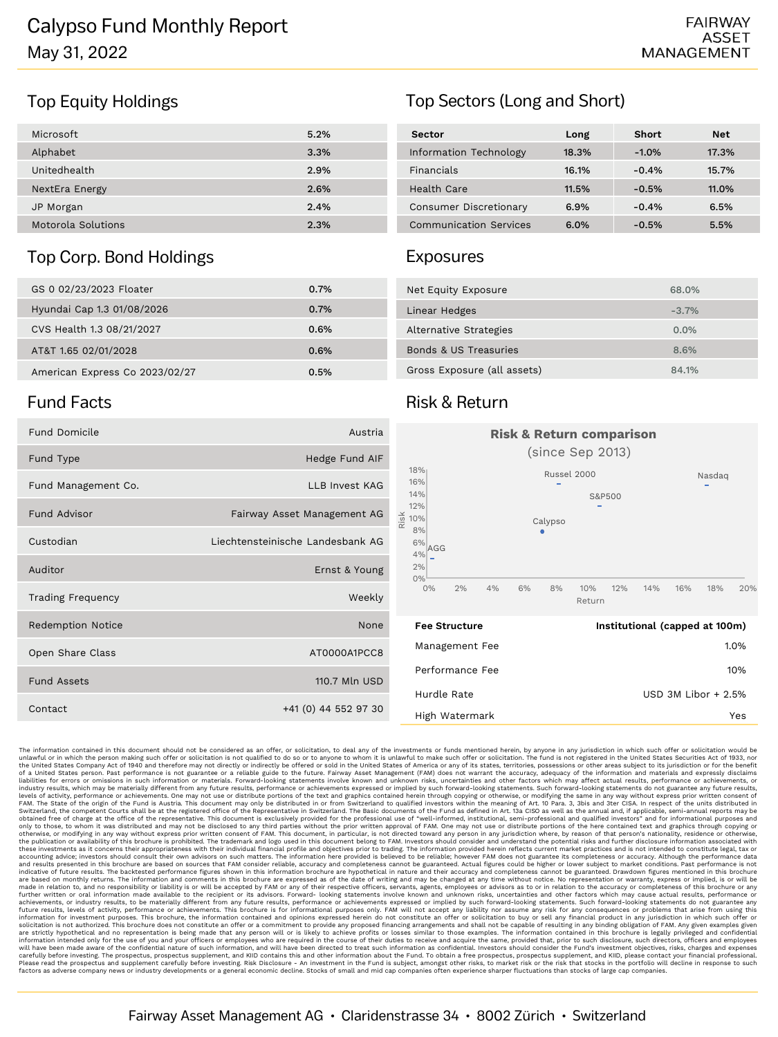# Calypso Fund Monthly Report

May 31, 2022

FAIRWAY ASSET MANAGEMENT

## Top Equity Holdings

| | |
|---|---|
| Microsoft | 5.2% |
| Alphabet | 3.3% |
| Unitedhealth | 2.9% |
| NextEra Energy | 2.6% |
| JP Morgan | 2.4% |
| Motorola Solutions | 2.3% |

## Top Sectors (Long and Short)

| Sector | Long | Short | Net |
|---|---|---|---|
| Information Technology | 18.3% | -1.0% | 17.3% |
| Financials | 16.1% | -0.4% | 15.7% |
| Health Care | 11.5% | -0.5% | 11.0% |
| Consumer Discretionary | 6.9% | -0.4% | 6.5% |
| Communication Services | 6.0% | -0.5% | 5.5% |

## Top Corp. Bond Holdings

| | |
|---|---|
| GS 0 02/23/2023 Floater | 0.7% |
| Hyundai Cap 1.3 01/08/2026 | 0.7% |
| CVS Health 1.3 08/21/2027 | 0.6% |
| AT&T 1.65 02/01/2028 | 0.6% |
| American Express Co 2023/02/27 | 0.5% |

## Exposures

| | |
|---|---|
| Net Equity Exposure | 68.0% |
| Linear Hedges | -3.7% |
| Alternative Strategies | 0.0% |
| Bonds & US Treasuries | 8.6% |
| Gross Exposure (all assets) | 84.1% |

## Fund Facts

| | |
|---|---|
| Fund Domicile | Austria |
| Fund Type | Hedge Fund AIF |
| Fund Management Co. | LLB Invest KAG |
| Fund Advisor | Fairway Asset Management AG |
| Custodian | Liechtensteinische Landesbank AG |
| Auditor | Ernst & Young |
| Trading Frequency | Weekly |
| Redemption Notice | None |
| Open Share Class | AT0000A1PCC8 |
| Fund Assets | 110.7 Mln USD |
| Contact | +41 (0) 44 552 97 30 |

## Risk & Return

Risk & Return comparison
(since Sep 2013)

Risk: 0% 2% 4% 6% 8% 10% 12% 14% 16% 18%
Return: 0% 2% 4% 6% 8% 10% 12% 14% 16% 18% 20%

AGG
Calypso
Russel 2000
S&P500
Nasdaq

| Fee Structure | Institutional (capped at 100m) |
|---|---|
| Management Fee | 1.0% |
| Performance Fee | 10% |
| Hurdle Rate | USD 3M Libor + 2.5% |
| High Watermark | Yes |

The information contained in this document should not be considered as an offer, or solicitation, to deal any of the investments or funds mentioned herein, by anyone in any jurisdiction in which such offer or solicitation would be unlawful or in which the person making such offer or solicitation is not qualified to do so or to anyone to whom it is unlawful to make such offer or solicitation. The fund is not registered in the United States Securities Act of 1933, nor the United States Company Act of 1940 and therefore may not directly or indirectly be offered or sold in the United States of America or any of its states, territories, possessions or other areas subject to its jurisdiction or for the benefit of a United States person. Past performance is not guarantee or a reliable guide to the future. Fairway Asset Management (FAM) does not warrant the accuracy, adequacy of the information and materials and expressly disclaims liabilities for errors or omissions in such information or materials. Forward-looking statements involve known and unknown risks, uncertainties and other factors which may affect actual results, performance or achievements, or industry results, which may be materially different from any future results, performance or achievements expressed or implied by such forward-looking statements. Such forward-looking statements do not guarantee any future results, levels of activity, performance or achievements. One may not use or distribute portions of the text and graphics contained herein through copying or otherwise, or modifying the same in any way without express prior written consent of FAM. The State of the origin of the Fund is Austria. This document may only be distributed in or from Switzerland to qualified investors within the meaning of Art. 10 Para. 3, 3bis and 3ter CISA. In respect of the units distributed in Switzerland, the competent Courts shall be at the registered office of the Representative in Switzerland. The Basic documents of the Fund as defined in Art. 13a CISO as well as the annual and, if applicable, semi-annual reports may be obtained free of charge at the office of the representative. This document is exclusively provided for the professional use of "well-informed, institutional, semi-professional and qualified investors" and for informational purposes and only to those, to whom it was distributed and may not be disclosed to any third parties without the prior written approval of FAM. One may not use or distribute portions of the here contained text and graphics through copying or otherwise, or modifying in any way without express prior written consent of FAM. This document, in particular, is not directed toward any person in any jurisdiction where, by reason of that person's nationality, residence or otherwise, the publication or availability of this brochure is prohibited. The trademark and logo used in this document belong to FAM. Investors should consider and understand the potential risks and further disclosure information associated with these investments as it concerns their appropriateness with their individual financial profile and objectives prior to trading. The information provided herein reflects current market practices and is not intended to constitute legal, tax or accounting advice; investors should consult their own advisors on such matters. The information here provided is believed to be reliable; however FAM does not guarantee its completeness or accuracy. Although the performance data and results presented in this brochure are based on sources that FAM consider reliable, accuracy and completeness cannot be guaranteed. Actual figures could be higher or lower subject to market conditions. Past performance is not indicative of future results. The backtested performance figures shown in this information brochure are hypothetical in nature and their accuracy and completeness cannot be guaranteed. Drawdown figures mentioned in this brochure are based on monthly returns. The information and comments in this brochure are expressed as of the date of writing and may be changed at any time without notice. No representation or warranty, express or implied, is or will be made in relation to, and no responsibility or liability is or will be accepted by FAM or any of their respective officers, servants, agents, employees or advisors as to or in relation to the accuracy or completeness of this brochure or any further written or oral information made available to the recipient or its advisors. Forward- looking statements involve known and unknown risks, uncertainties and other factors which may cause actual results, performance or achievements, or industry results, to be materially different from any future results, performance or achievements expressed or implied by such forward-looking statements. Such forward-looking statements do not guarantee any future results, levels of activity, performance or achievements. This brochure is for informational purposes only. FAM will not accept any liability nor assume any risk for any consequences or problems that arise from using this information for investment purposes. This brochure, the information contained and opinions expressed herein do not constitute an offer or solicitation to buy or sell any financial product in any jurisdiction in which such offer or solicitation is not authorized. This brochure does not constitute an offer or a commitment to provide any proposed financing arrangements and shall not be capable of resulting in any binding obligation of FAM. Any given examples given are strictly hypothetical and no representation is being made that any person will or is likely to achieve profits or losses similar to those examples. The information contained in this brochure is legally privileged and confidential information intended only for the use of you and your officers or employees who are required in the course of their duties to receive and acquire the same, provided that, prior to such disclosure, such directors, officers and employees will have been made aware of the confidential nature of such information, and will have been directed to treat such information as confidential. Investors should consider the Fund's investment objectives, risks, charges and expenses carefully before investing. The prospectus, prospectus supplement, and KIID contains this and other information about the Fund. To obtain a free prospectus, prospectus supplement, and KIID, please contact your financial professional. Please read the prospectus and supplement carefully before investing. Risk Disclosure - An investment in the Fund is subject, amongst other risks, to market risk or the risk that stocks in the portfolio will decline in response to such factors as adverse company news or industry developments or a general economic decline. Stocks of small and mid cap companies often experience sharper fluctuations than stocks of large cap companies.

Fairway Asset Management AG • Claridenstrasse 34 • 8002 Zürich • Switzerland